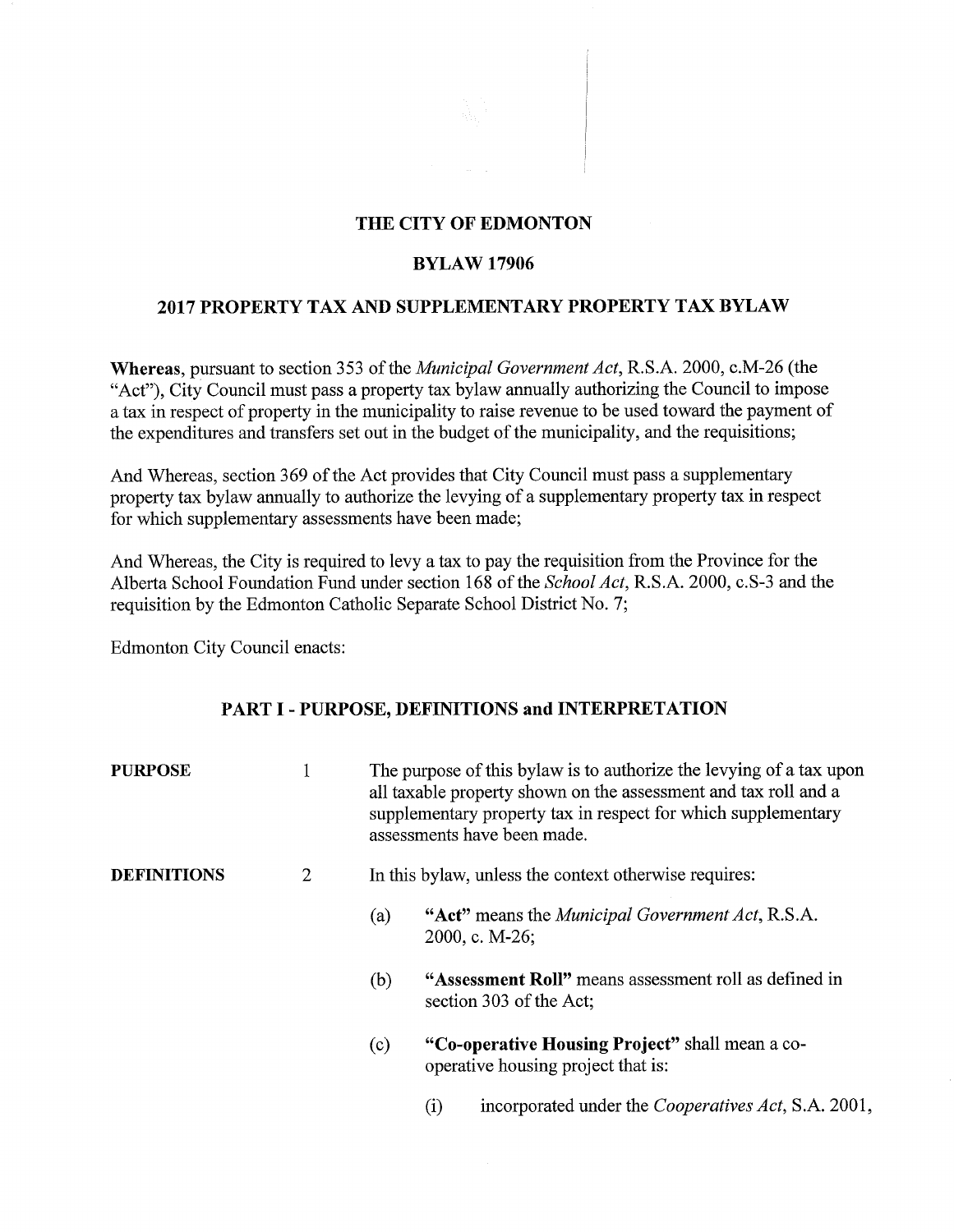# THE CITY OF EDMONTON

## BYLAW 17906

## 2017 PROPERTY TAX AND SUPPLEMENTARY PROPERTY TAX BYLAW

**Whereas**, pursuant to section 353 of the *Municipal Government Act*, R.S.A. 2000, c.M-26 (the "Act"), City Council must pass a property tax bylaw annually authorizing the Council to impose a tax in respect of property in the municipality to raise revenue to be used toward the payment of the expenditures and transfers set out in the budget of the municipality, and the requisitions;

And Whereas, section 369 of the Act provides that City Council must pass a supplementary property tax bylaw annually to authorize the levying of a supplementary property tax in respect for which supplementary assessments have been made;

And Whereas, the City is required to levy a tax to pay the requisition from the Province for the Alberta School Foundation Fund under section 168 of the *School Act*, R.S.A. 2000, c.S-3 and the requisition by the Edmonton Catholic Separate School District No. 7;

Edmonton City Council enacts:

### PART I - PURPOSE, DEFINITIONS and INTERPRETATION

**PURPOSE**

1 The purpose of this bylaw is to authorize the levying of a tax upon all taxable property shown on the assessment and tax roll and a supplementary property tax in respect for which supplementary assessments have been made.

**DEFINITIONS**

2 In this bylaw, unless the context otherwise requires:

(a) **"Act"** means the *Municipal Government Act*, R.S.A. 2000, c. M-26;

(b) **"Assessment Roll"** means assessment roll as defined in section 303 of the Act;

(c) **"Co-operative Housing Project"** shall mean a co-operative housing project that is:

(i) incorporated under the *Cooperatives Act*, S.A. 2001,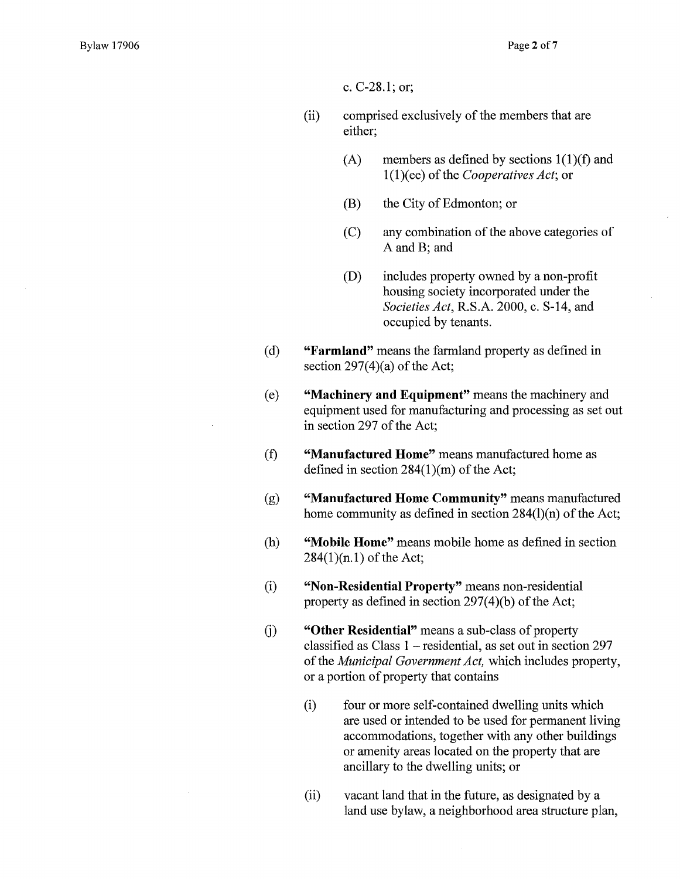c. C-28.1; or;

(ii) comprised exclusively of the members that are either;

(A) members as defined by sections 1(1)(f) and 1(1)(ee) of the *Cooperatives Act*; or

(B) the City of Edmonton; or

(C) any combination of the above categories of A and B; and

(D) includes property owned by a non-profit housing society incorporated under the *Societies Act*, R.S.A. 2000, c. S-14, and occupied by tenants.

(d) **"Farmland"** means the farmland property as defined in section 297(4)(a) of the Act;

(e) **"Machinery and Equipment"** means the machinery and equipment used for manufacturing and processing as set out in section 297 of the Act;

(f) **"Manufactured Home"** means manufactured home as defined in section 284(1)(m) of the Act;

(g) **"Manufactured Home Community"** means manufactured home community as defined in section 284(l)(n) of the Act;

(h) **"Mobile Home"** means mobile home as defined in section 284(1)(n.1) of the Act;

(i) **"Non-Residential Property"** means non-residential property as defined in section 297(4)(b) of the Act;

(j) **"Other Residential"** means a sub-class of property classified as Class 1 – residential, as set out in section 297 of the *Municipal Government Act,* which includes property, or a portion of property that contains

(i) four or more self-contained dwelling units which are used or intended to be used for permanent living accommodations, together with any other buildings or amenity areas located on the property that are ancillary to the dwelling units; or

(ii) vacant land that in the future, as designated by a land use bylaw, a neighborhood area structure plan,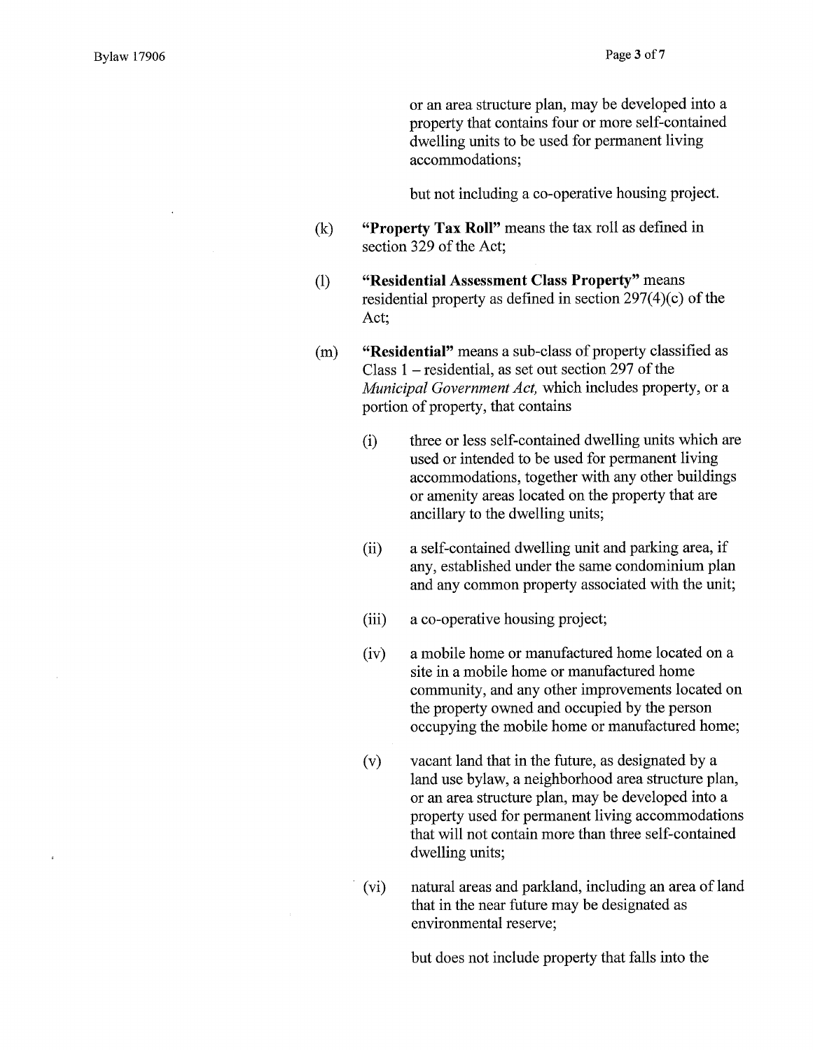or an area structure plan, may be developed into a property that contains four or more self-contained dwelling units to be used for permanent living accommodations;

but not including a co-operative housing project.

(k) **"Property Tax Roll"** means the tax roll as defined in section 329 of the Act;

(l) **"Residential Assessment Class Property"** means residential property as defined in section 297(4)(c) of the Act;

(m) **"Residential"** means a sub-class of property classified as Class 1 – residential, as set out section 297 of the *Municipal Government Act,* which includes property, or a portion of property, that contains

(i) three or less self-contained dwelling units which are used or intended to be used for permanent living accommodations, together with any other buildings or amenity areas located on the property that are ancillary to the dwelling units;

(ii) a self-contained dwelling unit and parking area, if any, established under the same condominium plan and any common property associated with the unit;

(iii) a co-operative housing project;

(iv) a mobile home or manufactured home located on a site in a mobile home or manufactured home community, and any other improvements located on the property owned and occupied by the person occupying the mobile home or manufactured home;

(v) vacant land that in the future, as designated by a land use bylaw, a neighborhood area structure plan, or an area structure plan, may be developed into a property used for permanent living accommodations that will not contain more than three self-contained dwelling units;

(vi) natural areas and parkland, including an area of land that in the near future may be designated as environmental reserve;

but does not include property that falls into the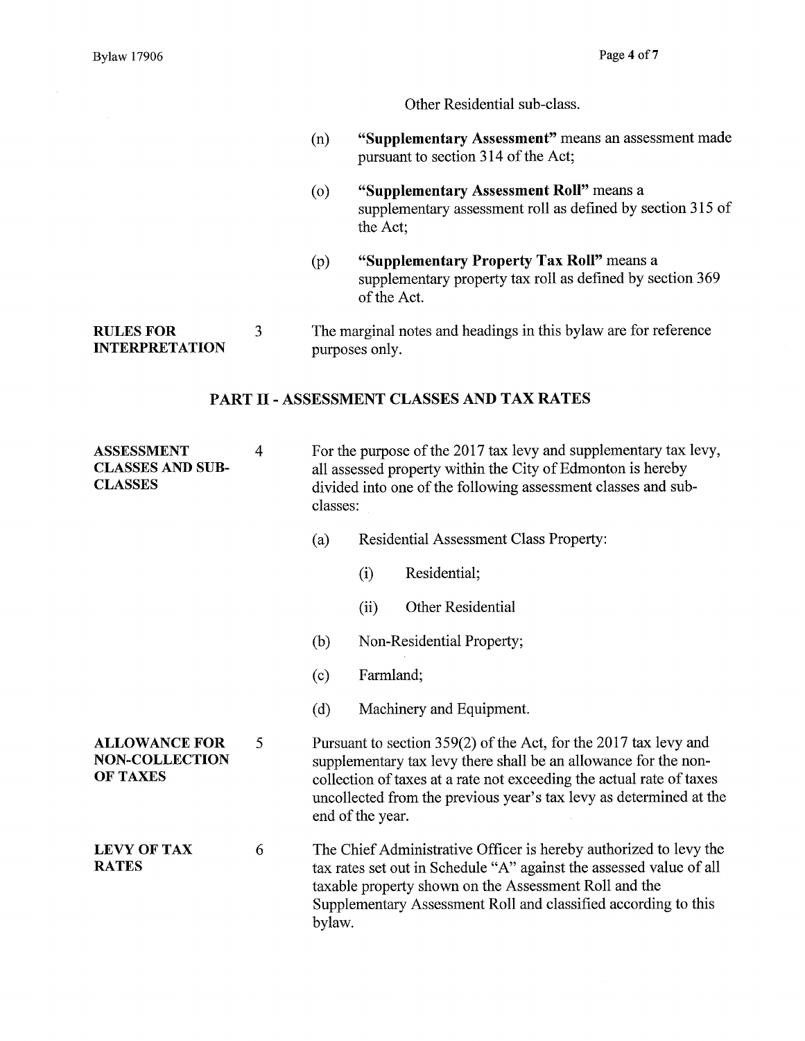Other Residential sub-class.

(n) **"Supplementary Assessment"** means an assessment made pursuant to section 314 of the Act;

(o) **"Supplementary Assessment Roll"** means a supplementary assessment roll as defined by section 315 of the Act;

(p) **"Supplementary Property Tax Roll"** means a supplementary property tax roll as defined by section 369 of the Act.

**RULES FOR INTERPRETATION**

3 The marginal notes and headings in this bylaw are for reference purposes only.

## PART II - ASSESSMENT CLASSES AND TAX RATES

**ASSESSMENT CLASSES AND SUB-CLASSES**

4 For the purpose of the 2017 tax levy and supplementary tax levy, all assessed property within the City of Edmonton is hereby divided into one of the following assessment classes and sub-classes:

(a) Residential Assessment Class Property:

  (i) Residential;

  (ii) Other Residential

(b) Non-Residential Property;

(c) Farmland;

(d) Machinery and Equipment.

**ALLOWANCE FOR NON-COLLECTION OF TAXES**

5 Pursuant to section 359(2) of the Act, for the 2017 tax levy and supplementary tax levy there shall be an allowance for the non-collection of taxes at a rate not exceeding the actual rate of taxes uncollected from the previous year's tax levy as determined at the end of the year.

**LEVY OF TAX RATES**

6 The Chief Administrative Officer is hereby authorized to levy the tax rates set out in Schedule "A" against the assessed value of all taxable property shown on the Assessment Roll and the Supplementary Assessment Roll and classified according to this bylaw.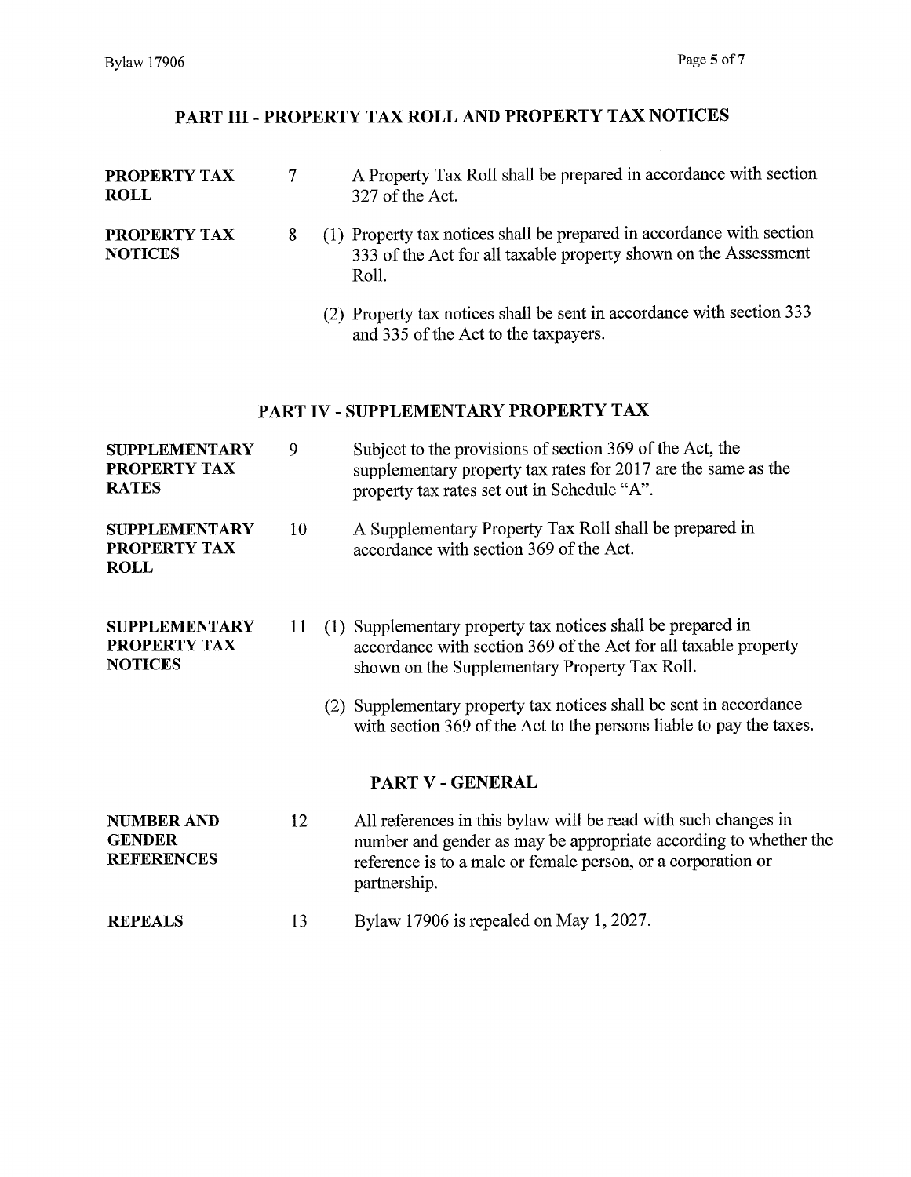## PART III - PROPERTY TAX ROLL AND PROPERTY TAX NOTICES

**PROPERTY TAX ROLL**

7 A Property Tax Roll shall be prepared in accordance with section 327 of the Act.

**PROPERTY TAX NOTICES**

8 (1) Property tax notices shall be prepared in accordance with section 333 of the Act for all taxable property shown on the Assessment Roll.

(2) Property tax notices shall be sent in accordance with section 333 and 335 of the Act to the taxpayers.

## PART IV - SUPPLEMENTARY PROPERTY TAX

**SUPPLEMENTARY PROPERTY TAX RATES**

9 Subject to the provisions of section 369 of the Act, the supplementary property tax rates for 2017 are the same as the property tax rates set out in Schedule "A".

**SUPPLEMENTARY PROPERTY TAX ROLL**

10 A Supplementary Property Tax Roll shall be prepared in accordance with section 369 of the Act.

**SUPPLEMENTARY PROPERTY TAX NOTICES**

11 (1) Supplementary property tax notices shall be prepared in accordance with section 369 of the Act for all taxable property shown on the Supplementary Property Tax Roll.

(2) Supplementary property tax notices shall be sent in accordance with section 369 of the Act to the persons liable to pay the taxes.

## PART V - GENERAL

**NUMBER AND GENDER REFERENCES**

12 All references in this bylaw will be read with such changes in number and gender as may be appropriate according to whether the reference is to a male or female person, or a corporation or partnership.

**REPEALS**

13 Bylaw 17906 is repealed on May 1, 2027.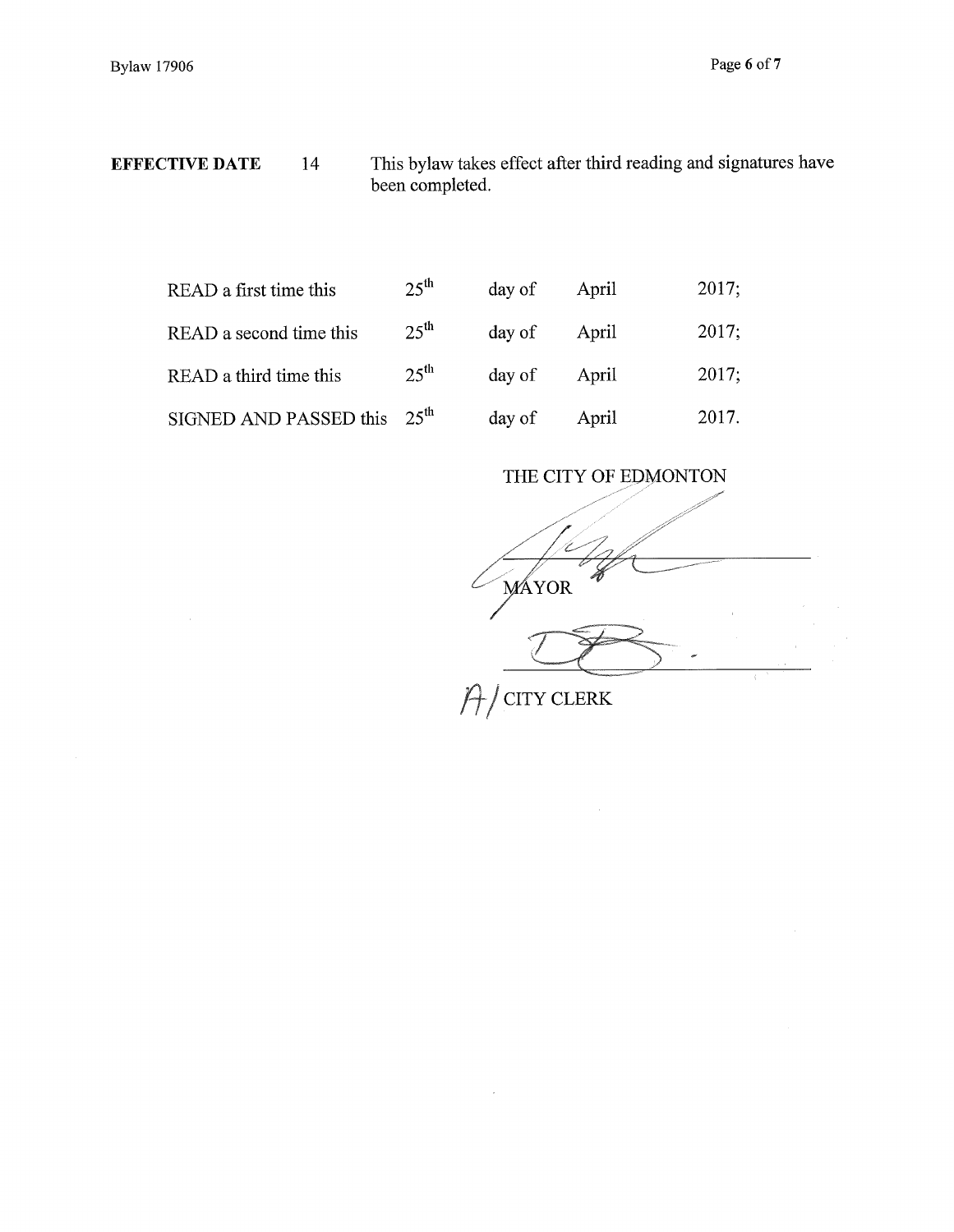**EFFECTIVE DATE** 14 This bylaw takes effect after third reading and signatures have been completed.

| | | | | |
|---|---|---|---|---|
| READ a first time this | 25th | day of | April | 2017; |
| READ a second time this | 25th | day of | April | 2017; |
| READ a third time this | 25th | day of | April | 2017; |
| SIGNED AND PASSED this | 25th | day of | April | 2017. |

THE CITY OF EDMONTON

MAYOR

A/ CITY CLERK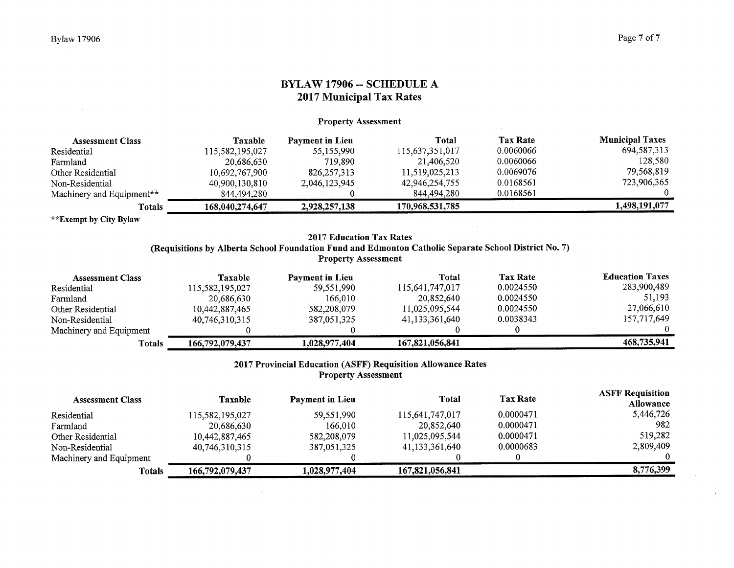# BYLAW 17906 -- SCHEDULE A
## 2017 Municipal Tax Rates

### Property Assessment

| Assessment Class | Taxable | Payment in Lieu | Total | Tax Rate | Municipal Taxes |
|---|---|---|---|---|---|
| Residential | 115,582,195,027 | 55,155,990 | 115,637,351,017 | 0.0060066 | 694,587,313 |
| Farmland | 20,686,630 | 719,890 | 21,406,520 | 0.0060066 | 128,580 |
| Other Residential | 10,692,767,900 | 826,257,313 | 11,519,025,213 | 0.0069076 | 79,568,819 |
| Non-Residential | 40,900,130,810 | 2,046,123,945 | 42,946,254,755 | 0.0168561 | 723,906,365 |
| Machinery and Equipment** | 844,494,280 | 0 | 844,494,280 | 0.0168561 | 0 |
| **Totals** | **168,040,274,647** | **2,928,257,138** | **170,968,531,785** | | **1,498,191,077** |

**Exempt by City Bylaw

### 2017 Education Tax Rates
### (Requisitions by Alberta School Foundation Fund and Edmonton Catholic Separate School District No. 7)
### Property Assessment

| Assessment Class | Taxable | Payment in Lieu | Total | Tax Rate | Education Taxes |
|---|---|---|---|---|---|
| Residential | 115,582,195,027 | 59,551,990 | 115,641,747,017 | 0.0024550 | 283,900,489 |
| Farmland | 20,686,630 | 166,010 | 20,852,640 | 0.0024550 | 51,193 |
| Other Residential | 10,442,887,465 | 582,208,079 | 11,025,095,544 | 0.0024550 | 27,066,610 |
| Non-Residential | 40,746,310,315 | 387,051,325 | 41,133,361,640 | 0.0038343 | 157,717,649 |
| Machinery and Equipment | 0 | 0 | 0 | 0 | 0 |
| **Totals** | **166,792,079,437** | **1,028,977,404** | **167,821,056,841** | | **468,735,941** |

### 2017 Provincial Education (ASFF) Requisition Allowance Rates
### Property Assessment

| Assessment Class | Taxable | Payment in Lieu | Total | Tax Rate | ASFF Requisition Allowance |
|---|---|---|---|---|---|
| Residential | 115,582,195,027 | 59,551,990 | 115,641,747,017 | 0.0000471 | 5,446,726 |
| Farmland | 20,686,630 | 166,010 | 20,852,640 | 0.0000471 | 982 |
| Other Residential | 10,442,887,465 | 582,208,079 | 11,025,095,544 | 0.0000471 | 519,282 |
| Non-Residential | 40,746,310,315 | 387,051,325 | 41,133,361,640 | 0.0000683 | 2,809,409 |
| Machinery and Equipment | 0 | 0 | 0 | 0 | 0 |
| **Totals** | **166,792,079,437** | **1,028,977,404** | **167,821,056,841** | | **8,776,399** |